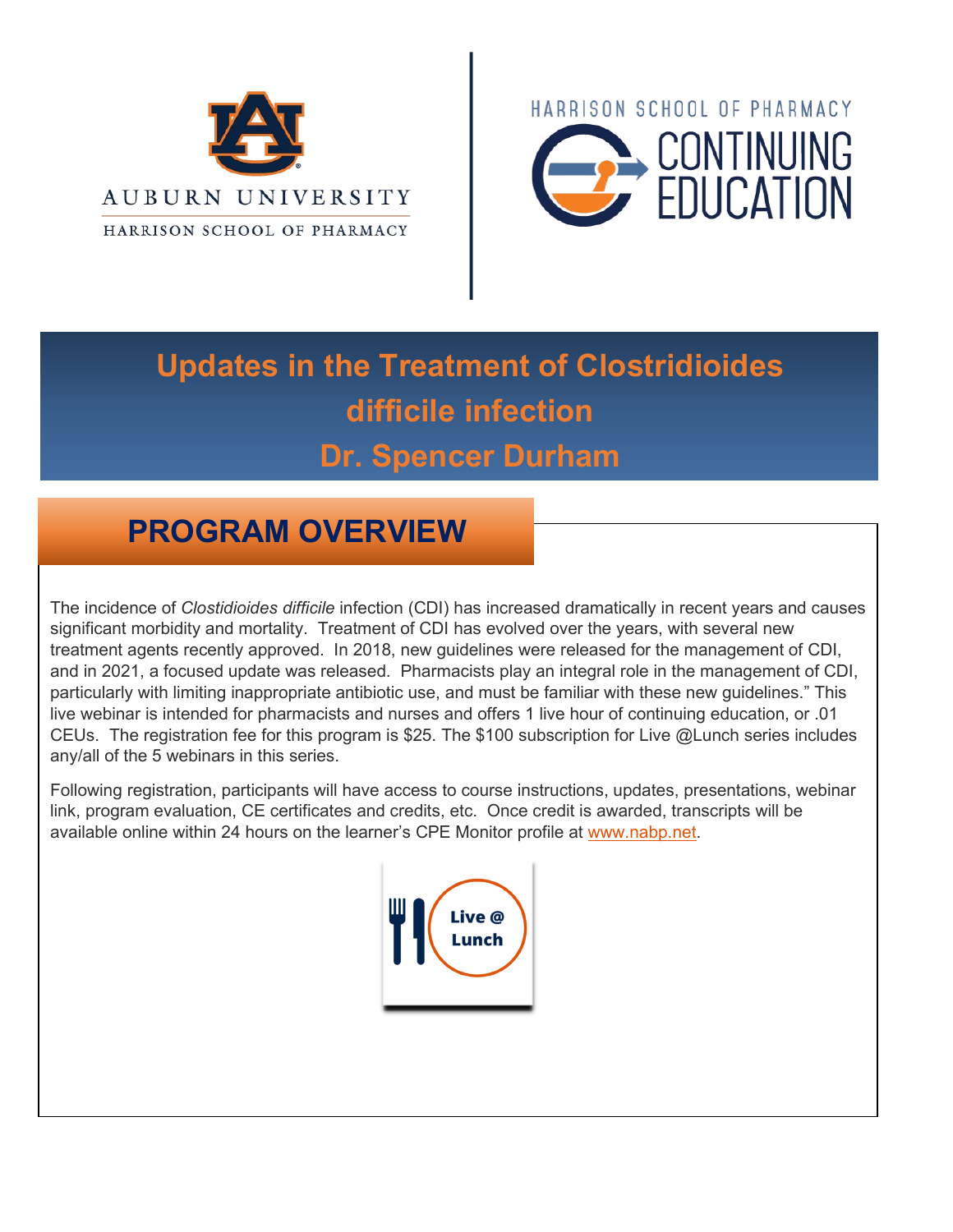AUBURN UNIVERSITY

HARRISON SCHOOL OF PHARMACY

HARRISON SCHOOL OF PHARMACY CONTINUING EDUCATION

# Updates in the Treatment of Clostridioides difficile infection

## Dr. Spencer Durham

## PROGRAM OVERVIEW

The incidence of *Clostidioides difficile* infection (CDI) has increased dramatically in recent years and causes significant morbidity and mortality. Treatment of CDI has evolved over the years, with several new treatment agents recently approved. In 2018, new guidelines were released for the management of CDI, and in 2021, a focused update was released. Pharmacists play an integral role in the management of CDI, particularly with limiting inappropriate antibiotic use, and must be familiar with these new guidelines." This live webinar is intended for pharmacists and nurses and offers 1 live hour of continuing education, or .01 CEUs. The registration fee for this program is $25. The $100 subscription for Live @Lunch series includes any/all of the 5 webinars in this series.

Following registration, participants will have access to course instructions, updates, presentations, webinar link, program evaluation, CE certificates and credits, etc. Once credit is awarded, transcripts will be available online within 24 hours on the learner's CPE Monitor profile at www.nabp.net.

Live @ Lunch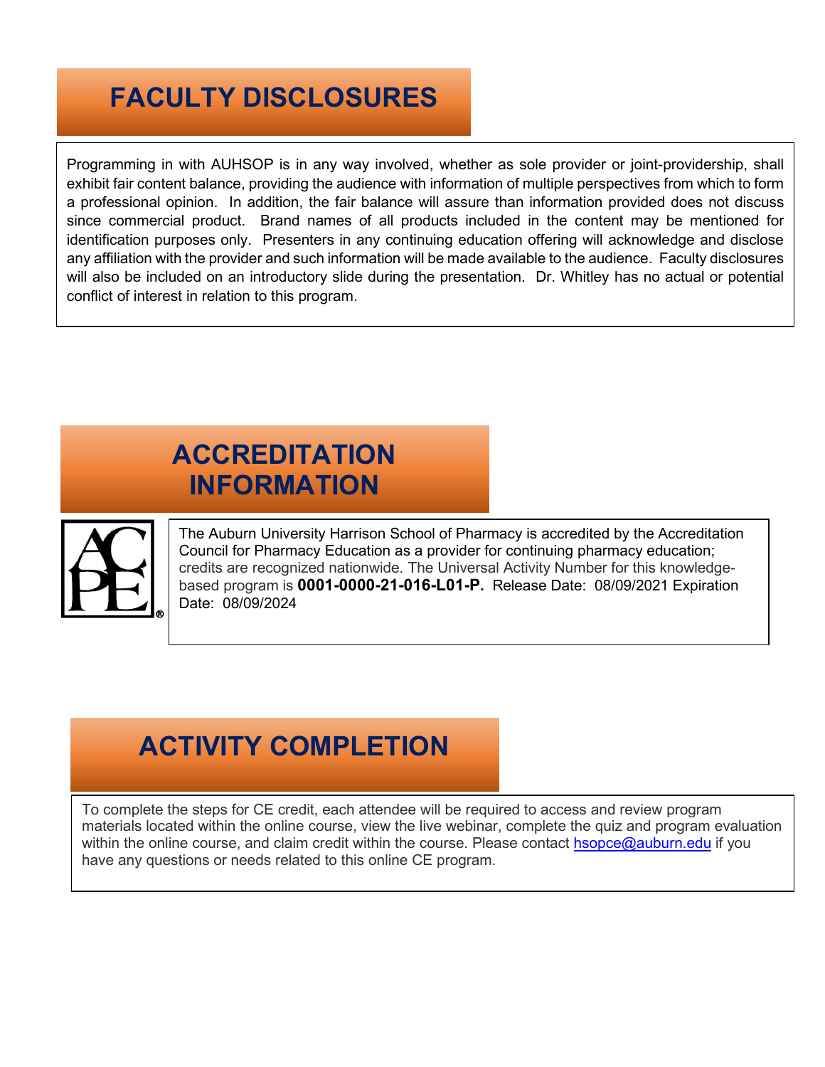## FACULTY DISCLOSURES

Programming in with AUHSOP is in any way involved, whether as sole provider or joint-providership, shall exhibit fair content balance, providing the audience with information of multiple perspectives from which to form a professional opinion. In addition, the fair balance will assure than information provided does not discuss since commercial product. Brand names of all products included in the content may be mentioned for identification purposes only. Presenters in any continuing education offering will acknowledge and disclose any affiliation with the provider and such information will be made available to the audience. Faculty disclosures will also be included on an introductory slide during the presentation. Dr. Whitley has no actual or potential conflict of interest in relation to this program.

## ACCREDITATION INFORMATION

The Auburn University Harrison School of Pharmacy is accredited by the Accreditation Council for Pharmacy Education as a provider for continuing pharmacy education; credits are recognized nationwide. The Universal Activity Number for this knowledge-based program is **0001-0000-21-016-L01-P.** Release Date: 08/09/2021 Expiration Date: 08/09/2024

## ACTIVITY COMPLETION

To complete the steps for CE credit, each attendee will be required to access and review program materials located within the online course, view the live webinar, complete the quiz and program evaluation within the online course, and claim credit within the course. Please contact hsopce@auburn.edu if you have any questions or needs related to this online CE program.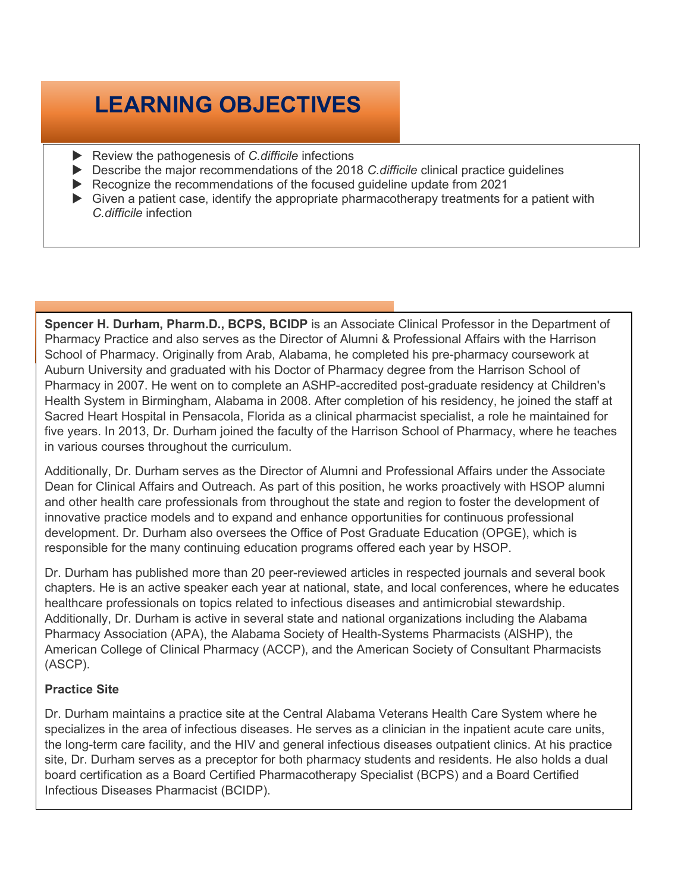# LEARNING OBJECTIVES

- Review the pathogenesis of *C.difficile* infections
- Describe the major recommendations of the 2018 *C.difficile* clinical practice guidelines
- Recognize the recommendations of the focused guideline update from 2021
- Given a patient case, identify the appropriate pharmacotherapy treatments for a patient with *C.difficile* infection

**Spencer H. Durham, Pharm.D., BCPS, BCIDP** is an Associate Clinical Professor in the Department of Pharmacy Practice and also serves as the Director of Alumni & Professional Affairs with the Harrison School of Pharmacy. Originally from Arab, Alabama, he completed his pre-pharmacy coursework at Auburn University and graduated with his Doctor of Pharmacy degree from the Harrison School of Pharmacy in 2007. He went on to complete an ASHP-accredited post-graduate residency at Children's Health System in Birmingham, Alabama in 2008. After completion of his residency, he joined the staff at Sacred Heart Hospital in Pensacola, Florida as a clinical pharmacist specialist, a role he maintained for five years. In 2013, Dr. Durham joined the faculty of the Harrison School of Pharmacy, where he teaches in various courses throughout the curriculum.

Additionally, Dr. Durham serves as the Director of Alumni and Professional Affairs under the Associate Dean for Clinical Affairs and Outreach. As part of this position, he works proactively with HSOP alumni and other health care professionals from throughout the state and region to foster the development of innovative practice models and to expand and enhance opportunities for continuous professional development. Dr. Durham also oversees the Office of Post Graduate Education (OPGE), which is responsible for the many continuing education programs offered each year by HSOP.

Dr. Durham has published more than 20 peer-reviewed articles in respected journals and several book chapters. He is an active speaker each year at national, state, and local conferences, where he educates healthcare professionals on topics related to infectious diseases and antimicrobial stewardship. Additionally, Dr. Durham is active in several state and national organizations including the Alabama Pharmacy Association (APA), the Alabama Society of Health-Systems Pharmacists (AlSHP), the American College of Clinical Pharmacy (ACCP), and the American Society of Consultant Pharmacists (ASCP).

**Practice Site**

Dr. Durham maintains a practice site at the Central Alabama Veterans Health Care System where he specializes in the area of infectious diseases. He serves as a clinician in the inpatient acute care units, the long-term care facility, and the HIV and general infectious diseases outpatient clinics. At his practice site, Dr. Durham serves as a preceptor for both pharmacy students and residents. He also holds a dual board certification as a Board Certified Pharmacotherapy Specialist (BCPS) and a Board Certified Infectious Diseases Pharmacist (BCIDP).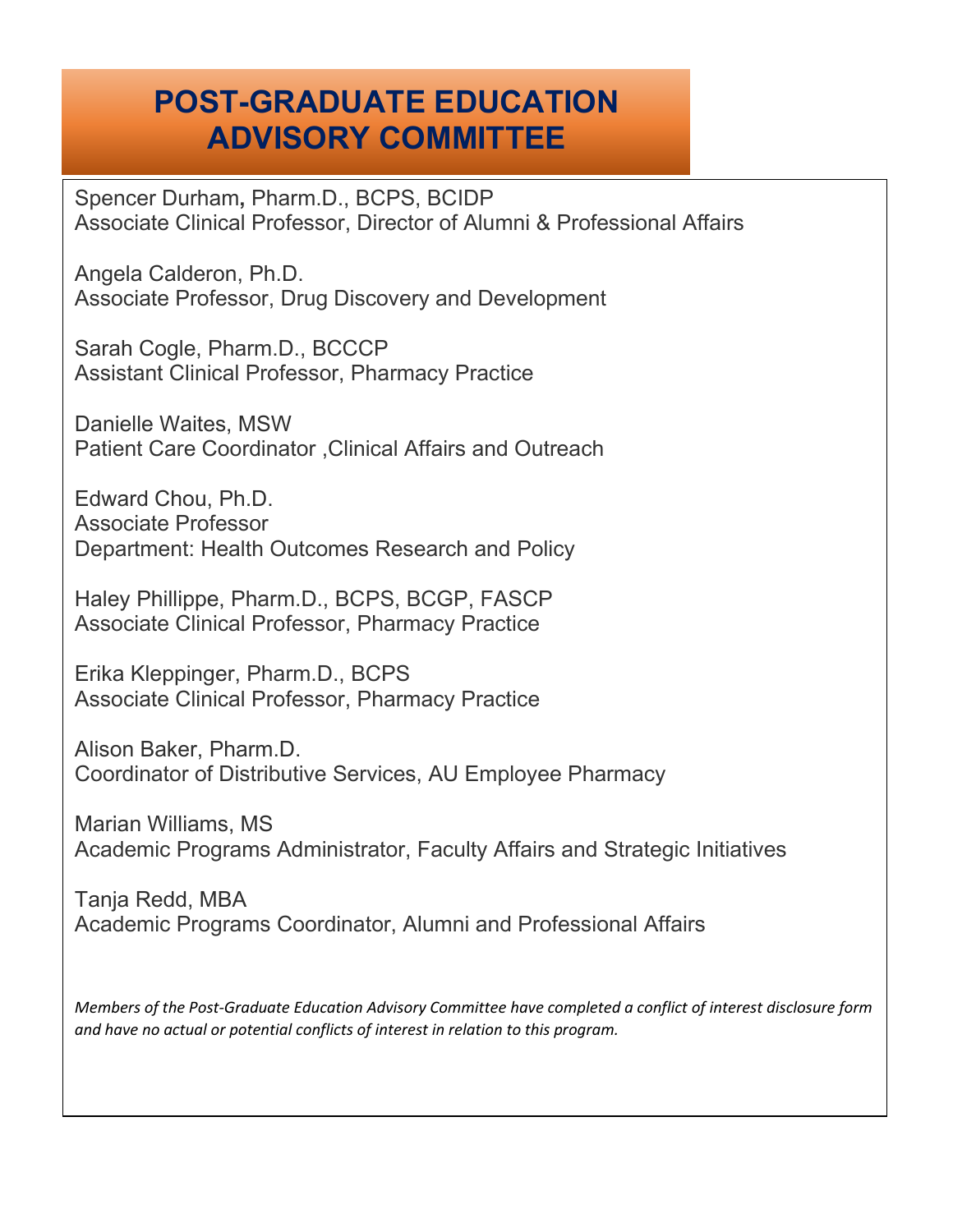# POST-GRADUATE EDUCATION ADVISORY COMMITTEE

Spencer Durham, Pharm.D., BCPS, BCIDP
Associate Clinical Professor, Director of Alumni & Professional Affairs

Angela Calderon, Ph.D.
Associate Professor, Drug Discovery and Development

Sarah Cogle, Pharm.D., BCCCP
Assistant Clinical Professor, Pharmacy Practice

Danielle Waites, MSW
Patient Care Coordinator ,Clinical Affairs and Outreach

Edward Chou, Ph.D.
Associate Professor
Department: Health Outcomes Research and Policy

Haley Phillippe, Pharm.D., BCPS, BCGP, FASCP
Associate Clinical Professor, Pharmacy Practice

Erika Kleppinger, Pharm.D., BCPS
Associate Clinical Professor, Pharmacy Practice

Alison Baker, Pharm.D.
Coordinator of Distributive Services, AU Employee Pharmacy

Marian Williams, MS
Academic Programs Administrator, Faculty Affairs and Strategic Initiatives

Tanja Redd, MBA
Academic Programs Coordinator, Alumni and Professional Affairs

*Members of the Post-Graduate Education Advisory Committee have completed a conflict of interest disclosure form and have no actual or potential conflicts of interest in relation to this program.*